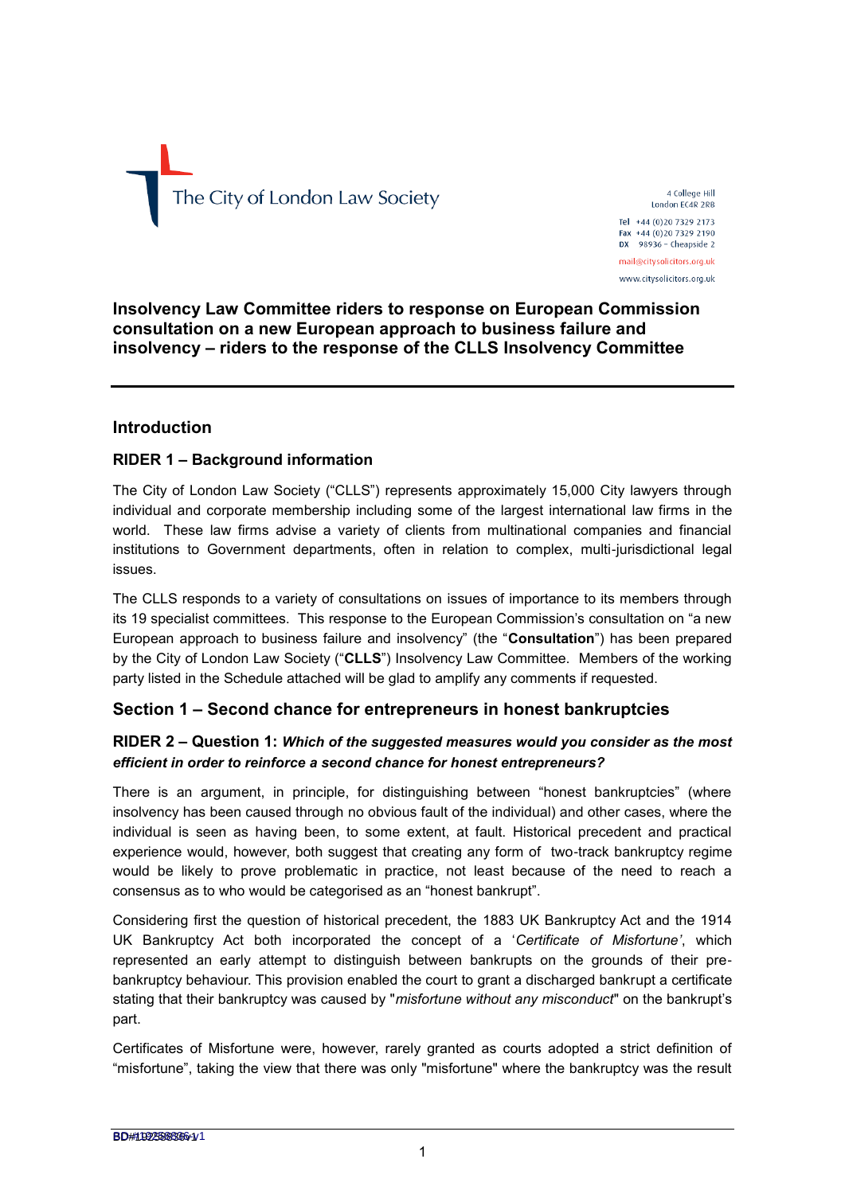The City of London Law Society

4 College Hill
London EC4R 2RB

Tel +44 (0)20 7329 2173
Fax +44 (0)20 7329 2190
DX 98936 – Cheapside 2

mail@citysolicitors.org.uk

www.citysolicitors.org.uk

**Insolvency Law Committee riders to response on European Commission consultation on a new European approach to business failure and insolvency – riders to the response of the CLLS Insolvency Committee**

---

## Introduction

### RIDER 1 – Background information

The City of London Law Society ("CLLS") represents approximately 15,000 City lawyers through individual and corporate membership including some of the largest international law firms in the world. These law firms advise a variety of clients from multinational companies and financial institutions to Government departments, often in relation to complex, multi-jurisdictional legal issues.

The CLLS responds to a variety of consultations on issues of importance to its members through its 19 specialist committees. This response to the European Commission's consultation on "a new European approach to business failure and insolvency" (the "**Consultation**") has been prepared by the City of London Law Society ("**CLLS**") Insolvency Law Committee. Members of the working party listed in the Schedule attached will be glad to amplify any comments if requested.

## Section 1 – Second chance for entrepreneurs in honest bankruptcies

### RIDER 2 – Question 1: *Which of the suggested measures would you consider as the most efficient in order to reinforce a second chance for honest entrepreneurs?*

There is an argument, in principle, for distinguishing between "honest bankruptcies" (where insolvency has been caused through no obvious fault of the individual) and other cases, where the individual is seen as having been, to some extent, at fault. Historical precedent and practical experience would, however, both suggest that creating any form of two-track bankruptcy regime would be likely to prove problematic in practice, not least because of the need to reach a consensus as to who would be categorised as an "honest bankrupt".

Considering first the question of historical precedent, the 1883 UK Bankruptcy Act and the 1914 UK Bankruptcy Act both incorporated the concept of a '*Certificate of Misfortune'*, which represented an early attempt to distinguish between bankrupts on the grounds of their pre-bankruptcy behaviour. This provision enabled the court to grant a discharged bankrupt a certificate stating that their bankruptcy was caused by "*misfortune without any misconduct*" on the bankrupt's part.

Certificates of Misfortune were, however, rarely granted as courts adopted a strict definition of "misfortune", taking the view that there was only "misfortune" where the bankruptcy was the result

BD#19258836v1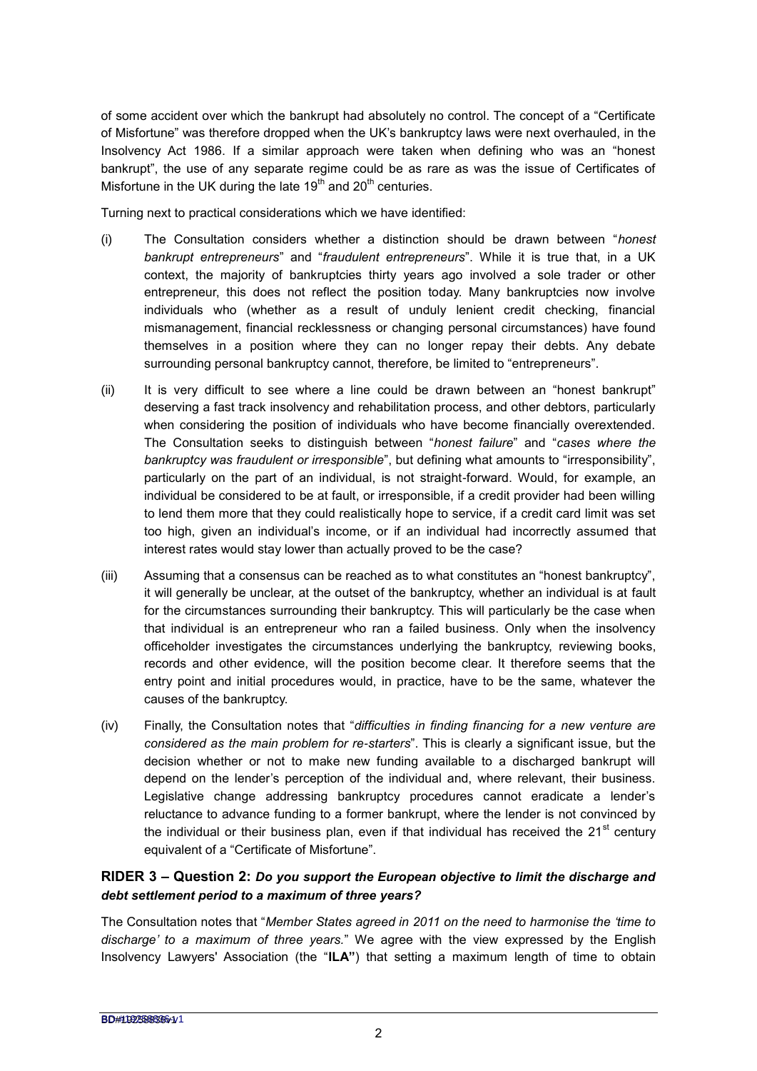of some accident over which the bankrupt had absolutely no control. The concept of a "Certificate of Misfortune" was therefore dropped when the UK's bankruptcy laws were next overhauled, in the Insolvency Act 1986. If a similar approach were taken when defining who was an "honest bankrupt", the use of any separate regime could be as rare as was the issue of Certificates of Misfortune in the UK during the late 19th and 20th centuries.

Turning next to practical considerations which we have identified:

(i) The Consultation considers whether a distinction should be drawn between "*honest bankrupt entrepreneurs*" and "*fraudulent entrepreneurs*". While it is true that, in a UK context, the majority of bankruptcies thirty years ago involved a sole trader or other entrepreneur, this does not reflect the position today. Many bankruptcies now involve individuals who (whether as a result of unduly lenient credit checking, financial mismanagement, financial recklessness or changing personal circumstances) have found themselves in a position where they can no longer repay their debts. Any debate surrounding personal bankruptcy cannot, therefore, be limited to "entrepreneurs".

(ii) It is very difficult to see where a line could be drawn between an "honest bankrupt" deserving a fast track insolvency and rehabilitation process, and other debtors, particularly when considering the position of individuals who have become financially overextended. The Consultation seeks to distinguish between "*honest failure*" and "*cases where the bankruptcy was fraudulent or irresponsible*", but defining what amounts to "irresponsibility", particularly on the part of an individual, is not straight-forward. Would, for example, an individual be considered to be at fault, or irresponsible, if a credit provider had been willing to lend them more that they could realistically hope to service, if a credit card limit was set too high, given an individual's income, or if an individual had incorrectly assumed that interest rates would stay lower than actually proved to be the case?

(iii) Assuming that a consensus can be reached as to what constitutes an "honest bankruptcy", it will generally be unclear, at the outset of the bankruptcy, whether an individual is at fault for the circumstances surrounding their bankruptcy. This will particularly be the case when that individual is an entrepreneur who ran a failed business. Only when the insolvency officeholder investigates the circumstances underlying the bankruptcy, reviewing books, records and other evidence, will the position become clear. It therefore seems that the entry point and initial procedures would, in practice, have to be the same, whatever the causes of the bankruptcy.

(iv) Finally, the Consultation notes that "*difficulties in finding financing for a new venture are considered as the main problem for re-starters*". This is clearly a significant issue, but the decision whether or not to make new funding available to a discharged bankrupt will depend on the lender's perception of the individual and, where relevant, their business. Legislative change addressing bankruptcy procedures cannot eradicate a lender's reluctance to advance funding to a former bankrupt, where the lender is not convinced by the individual or their business plan, even if that individual has received the 21st century equivalent of a "Certificate of Misfortune".

## RIDER 3 – Question 2: *Do you support the European objective to limit the discharge and debt settlement period to a maximum of three years?*

The Consultation notes that "*Member States agreed in 2011 on the need to harmonise the 'time to discharge' to a maximum of three years.*" We agree with the view expressed by the English Insolvency Lawyers' Association (the "**ILA**") that setting a maximum length of time to obtain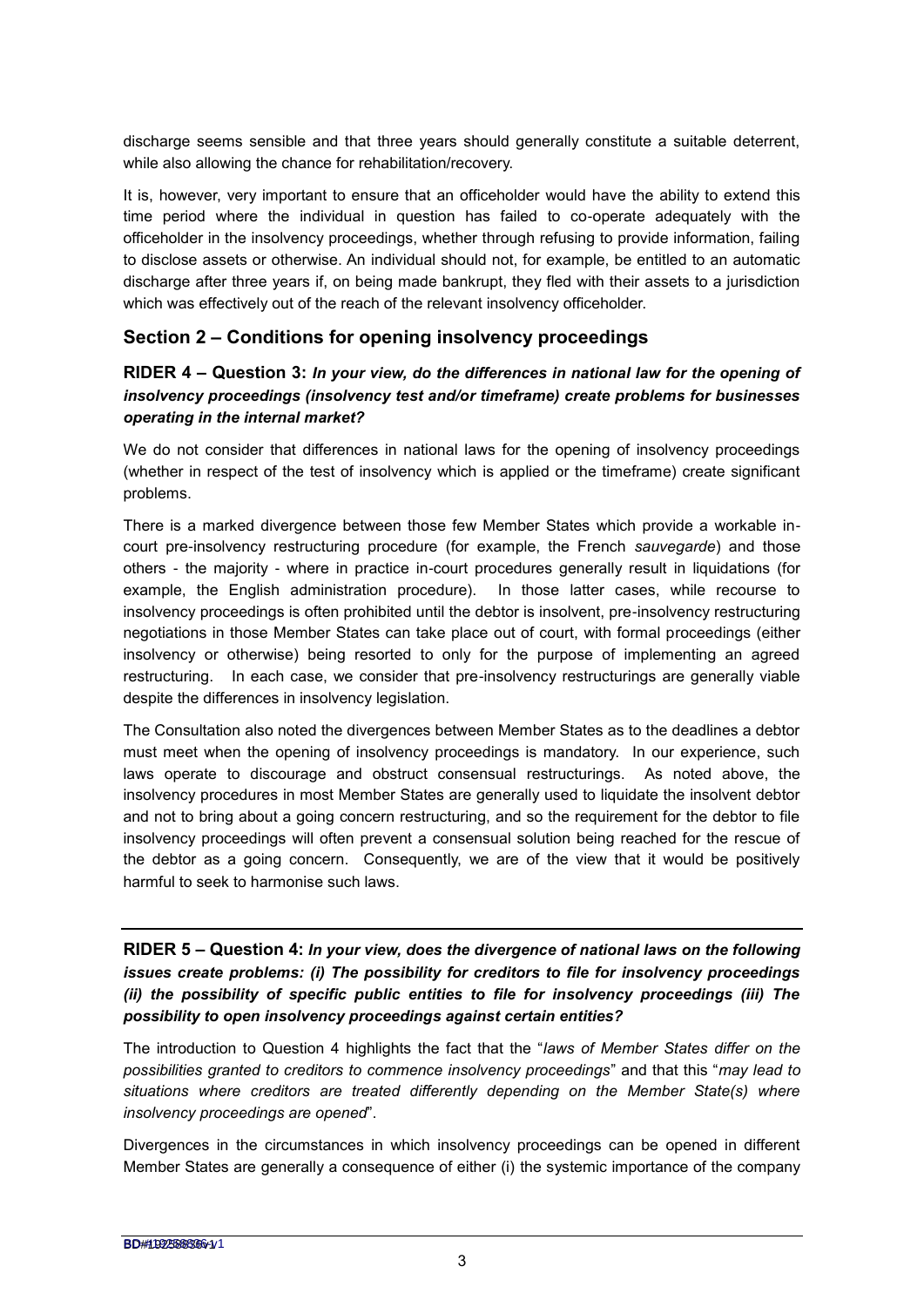discharge seems sensible and that three years should generally constitute a suitable deterrent, while also allowing the chance for rehabilitation/recovery.

It is, however, very important to ensure that an officeholder would have the ability to extend this time period where the individual in question has failed to co-operate adequately with the officeholder in the insolvency proceedings, whether through refusing to provide information, failing to disclose assets or otherwise. An individual should not, for example, be entitled to an automatic discharge after three years if, on being made bankrupt, they fled with their assets to a jurisdiction which was effectively out of the reach of the relevant insolvency officeholder.

## Section 2 – Conditions for opening insolvency proceedings

### RIDER 4 – Question 3: *In your view, do the differences in national law for the opening of insolvency proceedings (insolvency test and/or timeframe) create problems for businesses operating in the internal market?*

We do not consider that differences in national laws for the opening of insolvency proceedings (whether in respect of the test of insolvency which is applied or the timeframe) create significant problems.

There is a marked divergence between those few Member States which provide a workable in-court pre-insolvency restructuring procedure (for example, the French *sauvegarde*) and those others - the majority - where in practice in-court procedures generally result in liquidations (for example, the English administration procedure). In those latter cases, while recourse to insolvency proceedings is often prohibited until the debtor is insolvent, pre-insolvency restructuring negotiations in those Member States can take place out of court, with formal proceedings (either insolvency or otherwise) being resorted to only for the purpose of implementing an agreed restructuring. In each case, we consider that pre-insolvency restructurings are generally viable despite the differences in insolvency legislation.

The Consultation also noted the divergences between Member States as to the deadlines a debtor must meet when the opening of insolvency proceedings is mandatory. In our experience, such laws operate to discourage and obstruct consensual restructurings. As noted above, the insolvency procedures in most Member States are generally used to liquidate the insolvent debtor and not to bring about a going concern restructuring, and so the requirement for the debtor to file insolvency proceedings will often prevent a consensual solution being reached for the rescue of the debtor as a going concern. Consequently, we are of the view that it would be positively harmful to seek to harmonise such laws.

---

### RIDER 5 – Question 4: *In your view, does the divergence of national laws on the following issues create problems: (i) The possibility for creditors to file for insolvency proceedings (ii) the possibility of specific public entities to file for insolvency proceedings (iii) The possibility to open insolvency proceedings against certain entities?*

The introduction to Question 4 highlights the fact that the "*laws of Member States differ on the possibilities granted to creditors to commence insolvency proceedings*" and that this "*may lead to situations where creditors are treated differently depending on the Member State(s) where insolvency proceedings are opened*".

Divergences in the circumstances in which insolvency proceedings can be opened in different Member States are generally a consequence of either (i) the systemic importance of the company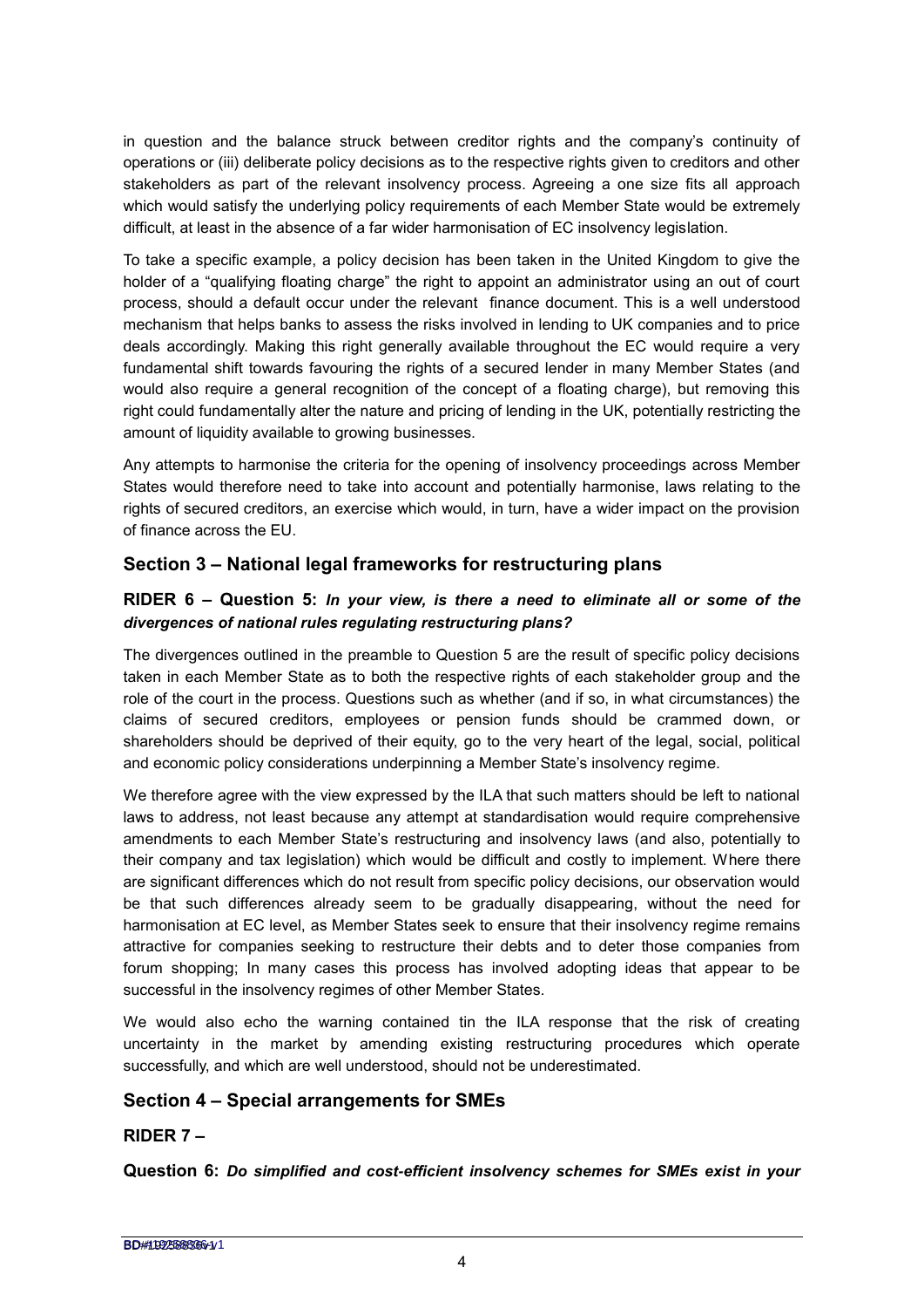in question and the balance struck between creditor rights and the company's continuity of operations or (iii) deliberate policy decisions as to the respective rights given to creditors and other stakeholders as part of the relevant insolvency process. Agreeing a one size fits all approach which would satisfy the underlying policy requirements of each Member State would be extremely difficult, at least in the absence of a far wider harmonisation of EC insolvency legislation.

To take a specific example, a policy decision has been taken in the United Kingdom to give the holder of a "qualifying floating charge" the right to appoint an administrator using an out of court process, should a default occur under the relevant finance document. This is a well understood mechanism that helps banks to assess the risks involved in lending to UK companies and to price deals accordingly. Making this right generally available throughout the EC would require a very fundamental shift towards favouring the rights of a secured lender in many Member States (and would also require a general recognition of the concept of a floating charge), but removing this right could fundamentally alter the nature and pricing of lending in the UK, potentially restricting the amount of liquidity available to growing businesses.

Any attempts to harmonise the criteria for the opening of insolvency proceedings across Member States would therefore need to take into account and potentially harmonise, laws relating to the rights of secured creditors, an exercise which would, in turn, have a wider impact on the provision of finance across the EU.

## Section 3 – National legal frameworks for restructuring plans

### RIDER 6 – Question 5: *In your view, is there a need to eliminate all or some of the divergences of national rules regulating restructuring plans?*

The divergences outlined in the preamble to Question 5 are the result of specific policy decisions taken in each Member State as to both the respective rights of each stakeholder group and the role of the court in the process. Questions such as whether (and if so, in what circumstances) the claims of secured creditors, employees or pension funds should be crammed down, or shareholders should be deprived of their equity, go to the very heart of the legal, social, political and economic policy considerations underpinning a Member State's insolvency regime.

We therefore agree with the view expressed by the ILA that such matters should be left to national laws to address, not least because any attempt at standardisation would require comprehensive amendments to each Member State's restructuring and insolvency laws (and also, potentially to their company and tax legislation) which would be difficult and costly to implement. Where there are significant differences which do not result from specific policy decisions, our observation would be that such differences already seem to be gradually disappearing, without the need for harmonisation at EC level, as Member States seek to ensure that their insolvency regime remains attractive for companies seeking to restructure their debts and to deter those companies from forum shopping; In many cases this process has involved adopting ideas that appear to be successful in the insolvency regimes of other Member States.

We would also echo the warning contained tin the ILA response that the risk of creating uncertainty in the market by amending existing restructuring procedures which operate successfully, and which are well understood, should not be underestimated.

## Section 4 – Special arrangements for SMEs

### RIDER 7 –

**Question 6:** ***Do simplified and cost-efficient insolvency schemes for SMEs exist in your***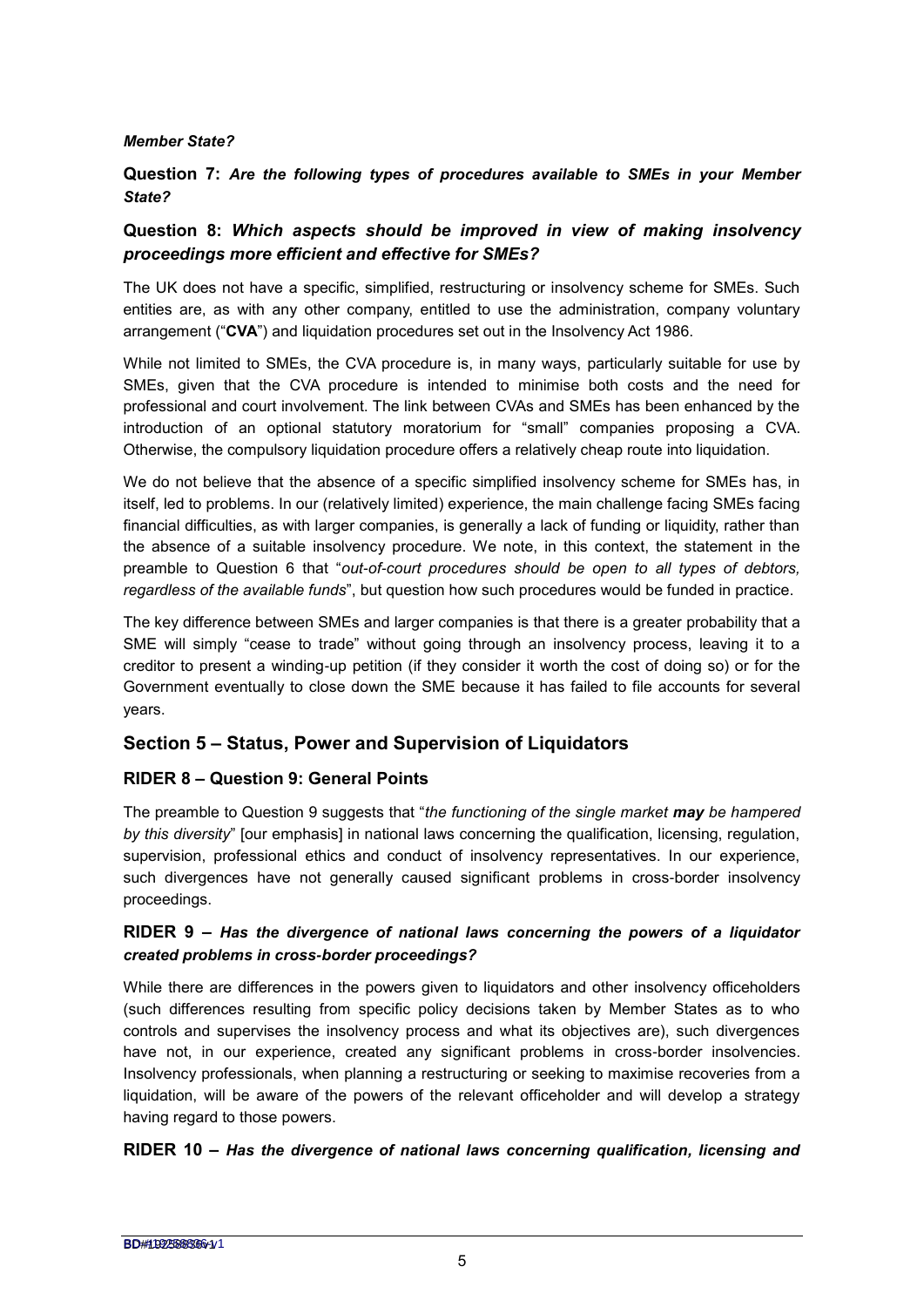***Member State?***

**Question 7:** ***Are the following types of procedures available to SMEs in your Member State?***

### Question 8: *Which aspects should be improved in view of making insolvency proceedings more efficient and effective for SMEs?*

The UK does not have a specific, simplified, restructuring or insolvency scheme for SMEs. Such entities are, as with any other company, entitled to use the administration, company voluntary arrangement ("**CVA**") and liquidation procedures set out in the Insolvency Act 1986.

While not limited to SMEs, the CVA procedure is, in many ways, particularly suitable for use by SMEs, given that the CVA procedure is intended to minimise both costs and the need for professional and court involvement. The link between CVAs and SMEs has been enhanced by the introduction of an optional statutory moratorium for "small" companies proposing a CVA. Otherwise, the compulsory liquidation procedure offers a relatively cheap route into liquidation.

We do not believe that the absence of a specific simplified insolvency scheme for SMEs has, in itself, led to problems. In our (relatively limited) experience, the main challenge facing SMEs facing financial difficulties, as with larger companies, is generally a lack of funding or liquidity, rather than the absence of a suitable insolvency procedure. We note, in this context, the statement in the preamble to Question 6 that "*out-of-court procedures should be open to all types of debtors, regardless of the available funds*", but question how such procedures would be funded in practice.

The key difference between SMEs and larger companies is that there is a greater probability that a SME will simply "cease to trade" without going through an insolvency process, leaving it to a creditor to present a winding-up petition (if they consider it worth the cost of doing so) or for the Government eventually to close down the SME because it has failed to file accounts for several years.

## Section 5 – Status, Power and Supervision of Liquidators

### RIDER 8 – Question 9: General Points

The preamble to Question 9 suggests that "*the functioning of the single market **may** be hampered by this diversity*" [our emphasis] in national laws concerning the qualification, licensing, regulation, supervision, professional ethics and conduct of insolvency representatives. In our experience, such divergences have not generally caused significant problems in cross-border insolvency proceedings.

### RIDER 9 – *Has the divergence of national laws concerning the powers of a liquidator created problems in cross-border proceedings?*

While there are differences in the powers given to liquidators and other insolvency officeholders (such differences resulting from specific policy decisions taken by Member States as to who controls and supervises the insolvency process and what its objectives are), such divergences have not, in our experience, created any significant problems in cross-border insolvencies. Insolvency professionals, when planning a restructuring or seeking to maximise recoveries from a liquidation, will be aware of the powers of the relevant officeholder and will develop a strategy having regard to those powers.

**RIDER 10 –** ***Has the divergence of national laws concerning qualification, licensing and***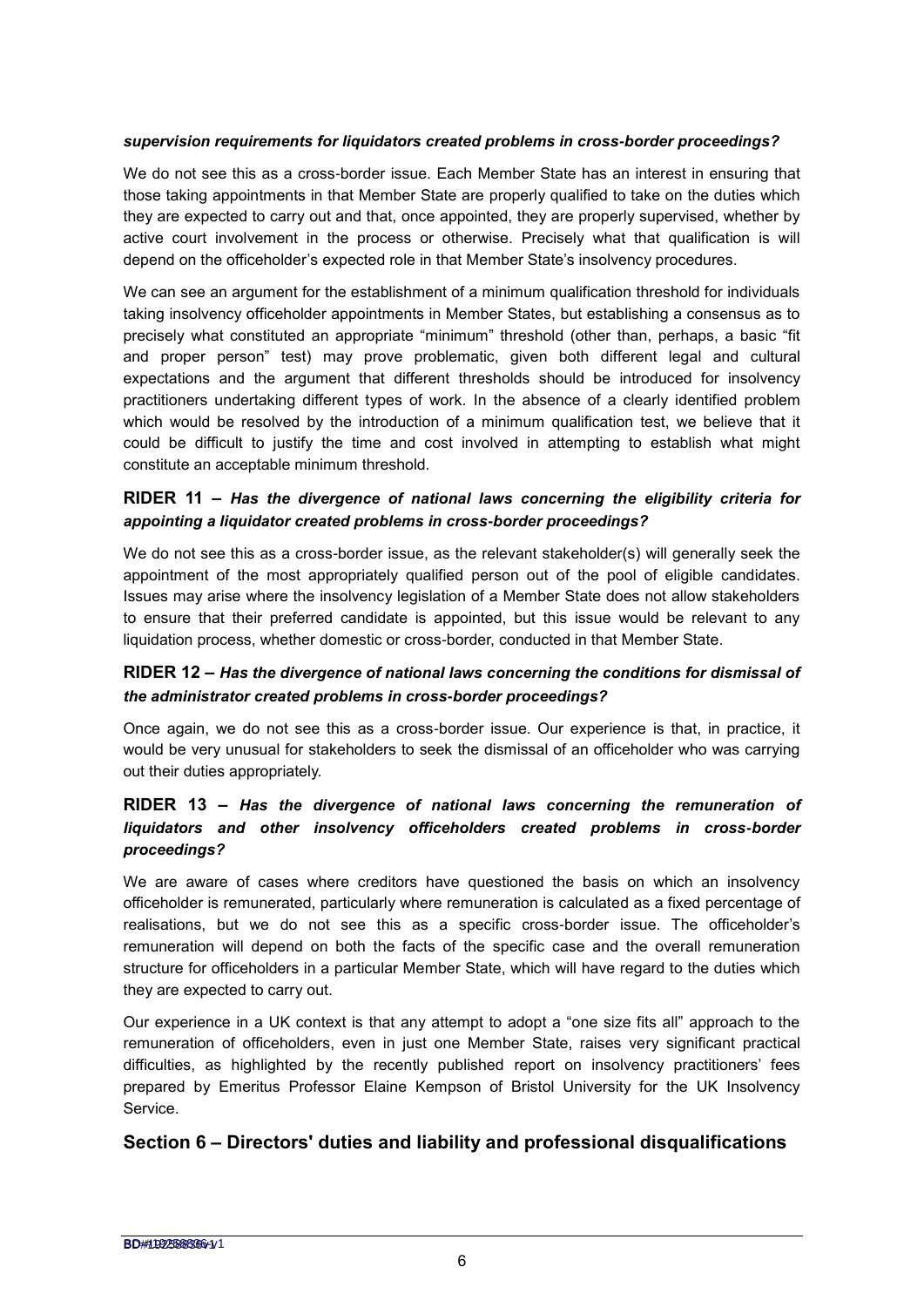***supervision requirements for liquidators created problems in cross-border proceedings?***

We do not see this as a cross-border issue. Each Member State has an interest in ensuring that those taking appointments in that Member State are properly qualified to take on the duties which they are expected to carry out and that, once appointed, they are properly supervised, whether by active court involvement in the process or otherwise. Precisely what that qualification is will depend on the officeholder's expected role in that Member State's insolvency procedures.

We can see an argument for the establishment of a minimum qualification threshold for individuals taking insolvency officeholder appointments in Member States, but establishing a consensus as to precisely what constituted an appropriate "minimum" threshold (other than, perhaps, a basic "fit and proper person" test) may prove problematic, given both different legal and cultural expectations and the argument that different thresholds should be introduced for insolvency practitioners undertaking different types of work. In the absence of a clearly identified problem which would be resolved by the introduction of a minimum qualification test, we believe that it could be difficult to justify the time and cost involved in attempting to establish what might constitute an acceptable minimum threshold.

### RIDER 11 – *Has the divergence of national laws concerning the eligibility criteria for appointing a liquidator created problems in cross-border proceedings?*

We do not see this as a cross-border issue, as the relevant stakeholder(s) will generally seek the appointment of the most appropriately qualified person out of the pool of eligible candidates. Issues may arise where the insolvency legislation of a Member State does not allow stakeholders to ensure that their preferred candidate is appointed, but this issue would be relevant to any liquidation process, whether domestic or cross-border, conducted in that Member State.

### RIDER 12 – *Has the divergence of national laws concerning the conditions for dismissal of the administrator created problems in cross-border proceedings?*

Once again, we do not see this as a cross-border issue. Our experience is that, in practice, it would be very unusual for stakeholders to seek the dismissal of an officeholder who was carrying out their duties appropriately.

### RIDER 13 – *Has the divergence of national laws concerning the remuneration of liquidators and other insolvency officeholders created problems in cross-border proceedings?*

We are aware of cases where creditors have questioned the basis on which an insolvency officeholder is remunerated, particularly where remuneration is calculated as a fixed percentage of realisations, but we do not see this as a specific cross-border issue. The officeholder's remuneration will depend on both the facts of the specific case and the overall remuneration structure for officeholders in a particular Member State, which will have regard to the duties which they are expected to carry out.

Our experience in a UK context is that any attempt to adopt a "one size fits all" approach to the remuneration of officeholders, even in just one Member State, raises very significant practical difficulties, as highlighted by the recently published report on insolvency practitioners' fees prepared by Emeritus Professor Elaine Kempson of Bristol University for the UK Insolvency Service.

## Section 6 – Directors' duties and liability and professional disqualifications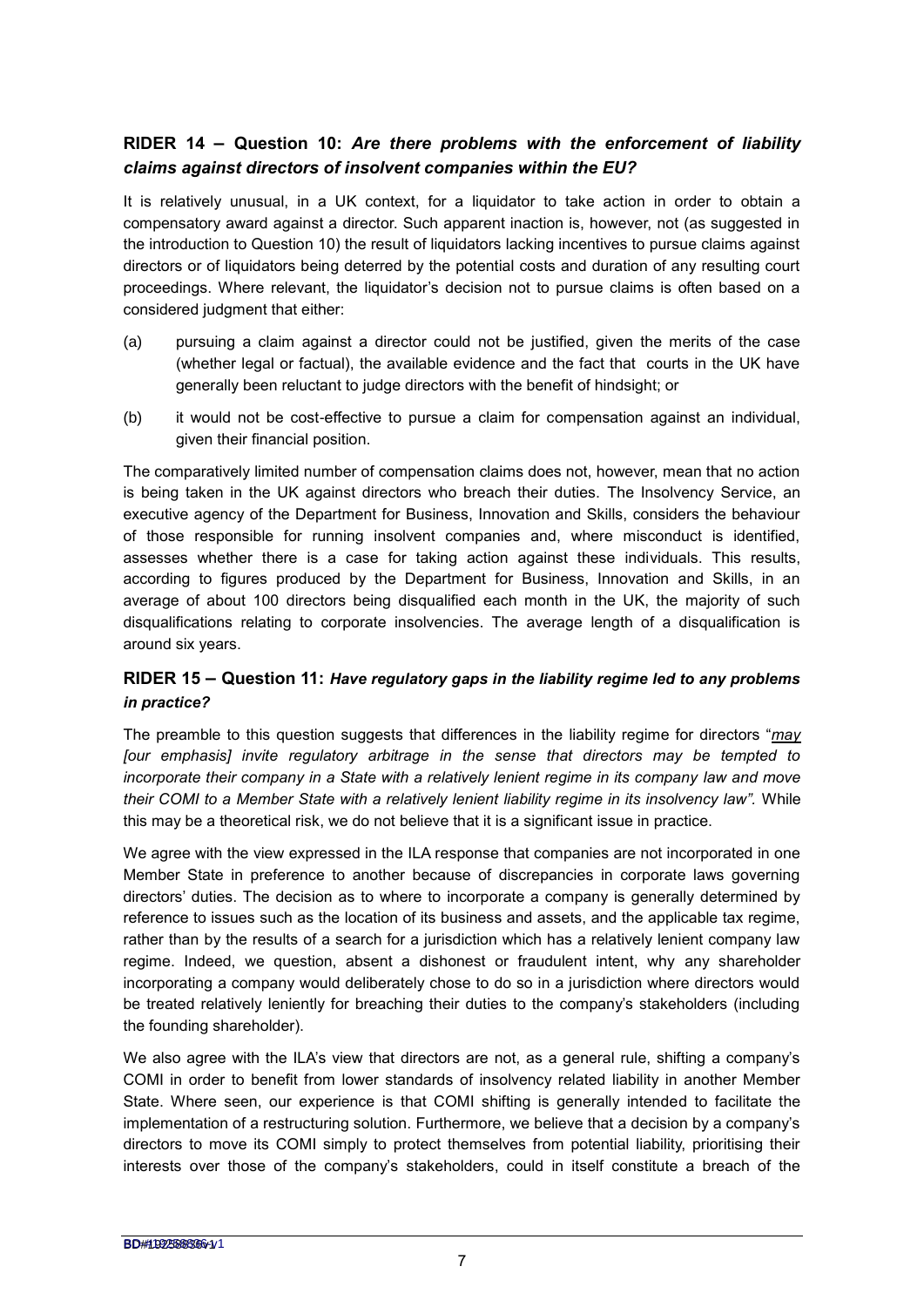## RIDER 14 – Question 10: *Are there problems with the enforcement of liability claims against directors of insolvent companies within the EU?*

It is relatively unusual, in a UK context, for a liquidator to take action in order to obtain a compensatory award against a director. Such apparent inaction is, however, not (as suggested in the introduction to Question 10) the result of liquidators lacking incentives to pursue claims against directors or of liquidators being deterred by the potential costs and duration of any resulting court proceedings. Where relevant, the liquidator's decision not to pursue claims is often based on a considered judgment that either:

(a) pursuing a claim against a director could not be justified, given the merits of the case (whether legal or factual), the available evidence and the fact that courts in the UK have generally been reluctant to judge directors with the benefit of hindsight; or

(b) it would not be cost-effective to pursue a claim for compensation against an individual, given their financial position.

The comparatively limited number of compensation claims does not, however, mean that no action is being taken in the UK against directors who breach their duties. The Insolvency Service, an executive agency of the Department for Business, Innovation and Skills, considers the behaviour of those responsible for running insolvent companies and, where misconduct is identified, assesses whether there is a case for taking action against these individuals. This results, according to figures produced by the Department for Business, Innovation and Skills, in an average of about 100 directors being disqualified each month in the UK, the majority of such disqualifications relating to corporate insolvencies. The average length of a disqualification is around six years.

## RIDER 15 – Question 11: *Have regulatory gaps in the liability regime led to any problems in practice?*

The preamble to this question suggests that differences in the liability regime for directors "*may [our emphasis] invite regulatory arbitrage in the sense that directors may be tempted to incorporate their company in a State with a relatively lenient regime in its company law and move their COMI to a Member State with a relatively lenient liability regime in its insolvency law".* While this may be a theoretical risk, we do not believe that it is a significant issue in practice.

We agree with the view expressed in the ILA response that companies are not incorporated in one Member State in preference to another because of discrepancies in corporate laws governing directors' duties. The decision as to where to incorporate a company is generally determined by reference to issues such as the location of its business and assets, and the applicable tax regime, rather than by the results of a search for a jurisdiction which has a relatively lenient company law regime. Indeed, we question, absent a dishonest or fraudulent intent, why any shareholder incorporating a company would deliberately chose to do so in a jurisdiction where directors would be treated relatively leniently for breaching their duties to the company's stakeholders (including the founding shareholder).

We also agree with the ILA's view that directors are not, as a general rule, shifting a company's COMI in order to benefit from lower standards of insolvency related liability in another Member State. Where seen, our experience is that COMI shifting is generally intended to facilitate the implementation of a restructuring solution. Furthermore, we believe that a decision by a company's directors to move its COMI simply to protect themselves from potential liability, prioritising their interests over those of the company's stakeholders, could in itself constitute a breach of the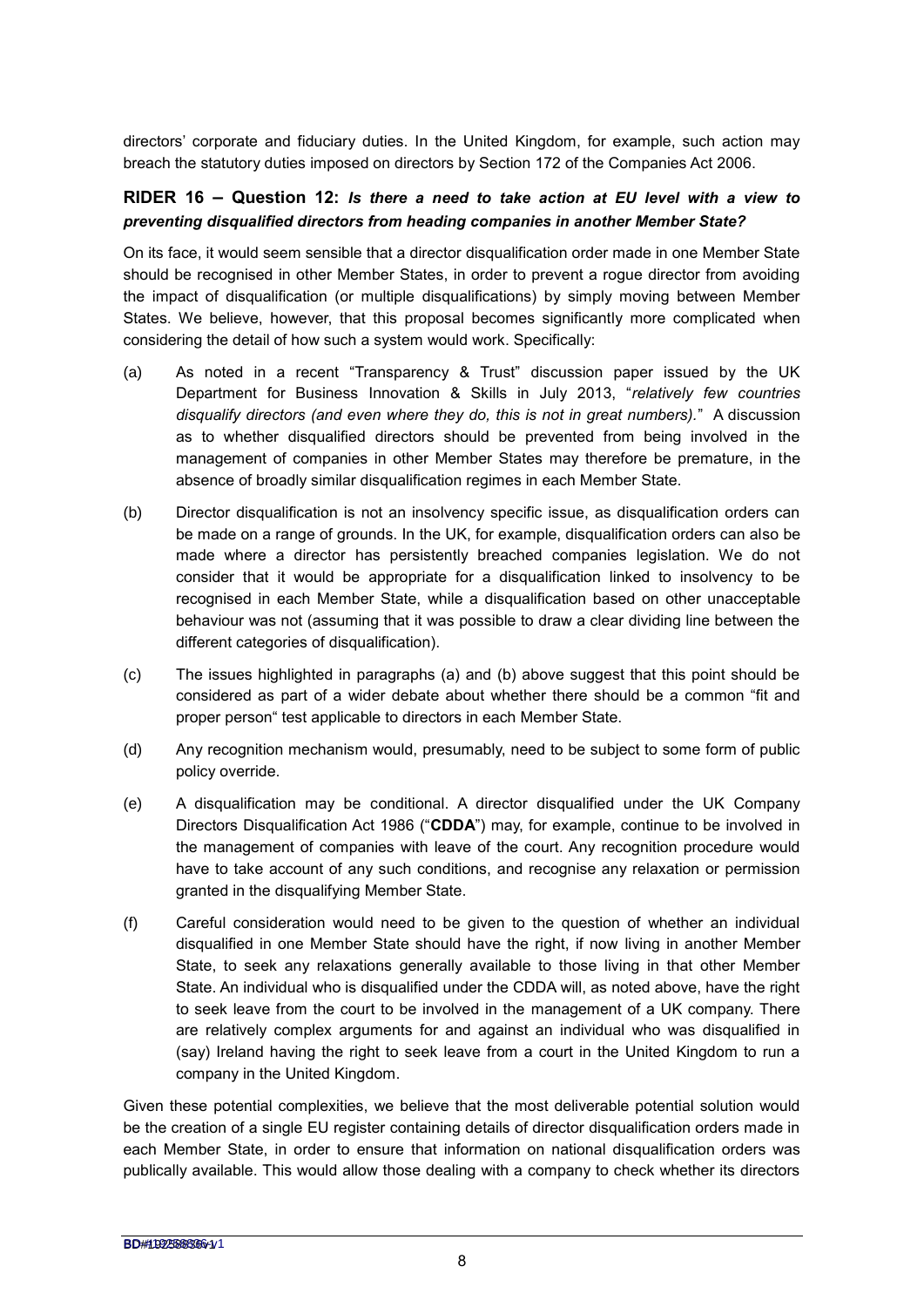directors' corporate and fiduciary duties. In the United Kingdom, for example, such action may breach the statutory duties imposed on directors by Section 172 of the Companies Act 2006.

### RIDER 16 – Question 12: *Is there a need to take action at EU level with a view to preventing disqualified directors from heading companies in another Member State?*

On its face, it would seem sensible that a director disqualification order made in one Member State should be recognised in other Member States, in order to prevent a rogue director from avoiding the impact of disqualification (or multiple disqualifications) by simply moving between Member States. We believe, however, that this proposal becomes significantly more complicated when considering the detail of how such a system would work. Specifically:

(a) As noted in a recent "Transparency & Trust" discussion paper issued by the UK Department for Business Innovation & Skills in July 2013, "*relatively few countries disqualify directors (and even where they do, this is not in great numbers).*" A discussion as to whether disqualified directors should be prevented from being involved in the management of companies in other Member States may therefore be premature, in the absence of broadly similar disqualification regimes in each Member State.

(b) Director disqualification is not an insolvency specific issue, as disqualification orders can be made on a range of grounds. In the UK, for example, disqualification orders can also be made where a director has persistently breached companies legislation. We do not consider that it would be appropriate for a disqualification linked to insolvency to be recognised in each Member State, while a disqualification based on other unacceptable behaviour was not (assuming that it was possible to draw a clear dividing line between the different categories of disqualification).

(c) The issues highlighted in paragraphs (a) and (b) above suggest that this point should be considered as part of a wider debate about whether there should be a common "fit and proper person" test applicable to directors in each Member State.

(d) Any recognition mechanism would, presumably, need to be subject to some form of public policy override.

(e) A disqualification may be conditional. A director disqualified under the UK Company Directors Disqualification Act 1986 ("**CDDA**") may, for example, continue to be involved in the management of companies with leave of the court. Any recognition procedure would have to take account of any such conditions, and recognise any relaxation or permission granted in the disqualifying Member State.

(f) Careful consideration would need to be given to the question of whether an individual disqualified in one Member State should have the right, if now living in another Member State, to seek any relaxations generally available to those living in that other Member State. An individual who is disqualified under the CDDA will, as noted above, have the right to seek leave from the court to be involved in the management of a UK company. There are relatively complex arguments for and against an individual who was disqualified in (say) Ireland having the right to seek leave from a court in the United Kingdom to run a company in the United Kingdom.

Given these potential complexities, we believe that the most deliverable potential solution would be the creation of a single EU register containing details of director disqualification orders made in each Member State, in order to ensure that information on national disqualification orders was publically available. This would allow those dealing with a company to check whether its directors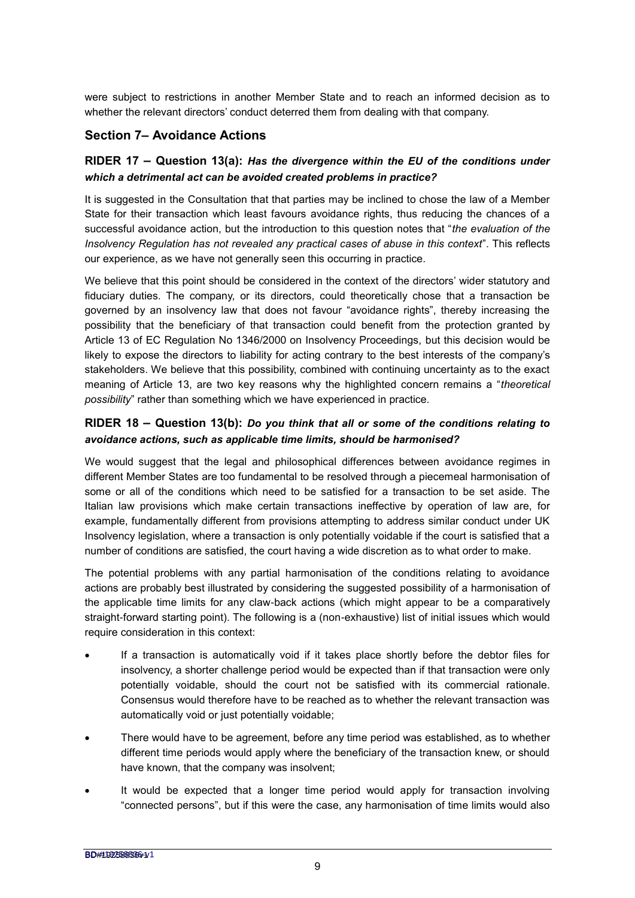were subject to restrictions in another Member State and to reach an informed decision as to whether the relevant directors' conduct deterred them from dealing with that company.

## Section 7– Avoidance Actions

### RIDER 17 – Question 13(a): *Has the divergence within the EU of the conditions under which a detrimental act can be avoided created problems in practice?*

It is suggested in the Consultation that that parties may be inclined to chose the law of a Member State for their transaction which least favours avoidance rights, thus reducing the chances of a successful avoidance action, but the introduction to this question notes that "*the evaluation of the Insolvency Regulation has not revealed any practical cases of abuse in this context*". This reflects our experience, as we have not generally seen this occurring in practice.

We believe that this point should be considered in the context of the directors' wider statutory and fiduciary duties. The company, or its directors, could theoretically chose that a transaction be governed by an insolvency law that does not favour "avoidance rights", thereby increasing the possibility that the beneficiary of that transaction could benefit from the protection granted by Article 13 of EC Regulation No 1346/2000 on Insolvency Proceedings, but this decision would be likely to expose the directors to liability for acting contrary to the best interests of the company's stakeholders. We believe that this possibility, combined with continuing uncertainty as to the exact meaning of Article 13, are two key reasons why the highlighted concern remains a "*theoretical possibility*" rather than something which we have experienced in practice.

### RIDER 18 – Question 13(b): *Do you think that all or some of the conditions relating to avoidance actions, such as applicable time limits, should be harmonised?*

We would suggest that the legal and philosophical differences between avoidance regimes in different Member States are too fundamental to be resolved through a piecemeal harmonisation of some or all of the conditions which need to be satisfied for a transaction to be set aside. The Italian law provisions which make certain transactions ineffective by operation of law are, for example, fundamentally different from provisions attempting to address similar conduct under UK Insolvency legislation, where a transaction is only potentially voidable if the court is satisfied that a number of conditions are satisfied, the court having a wide discretion as to what order to make.

The potential problems with any partial harmonisation of the conditions relating to avoidance actions are probably best illustrated by considering the suggested possibility of a harmonisation of the applicable time limits for any claw-back actions (which might appear to be a comparatively straight-forward starting point). The following is a (non-exhaustive) list of initial issues which would require consideration in this context:

- If a transaction is automatically void if it takes place shortly before the debtor files for insolvency, a shorter challenge period would be expected than if that transaction were only potentially voidable, should the court not be satisfied with its commercial rationale. Consensus would therefore have to be reached as to whether the relevant transaction was automatically void or just potentially voidable;
- There would have to be agreement, before any time period was established, as to whether different time periods would apply where the beneficiary of the transaction knew, or should have known, that the company was insolvent;
- It would be expected that a longer time period would apply for transaction involving "connected persons", but if this were the case, any harmonisation of time limits would also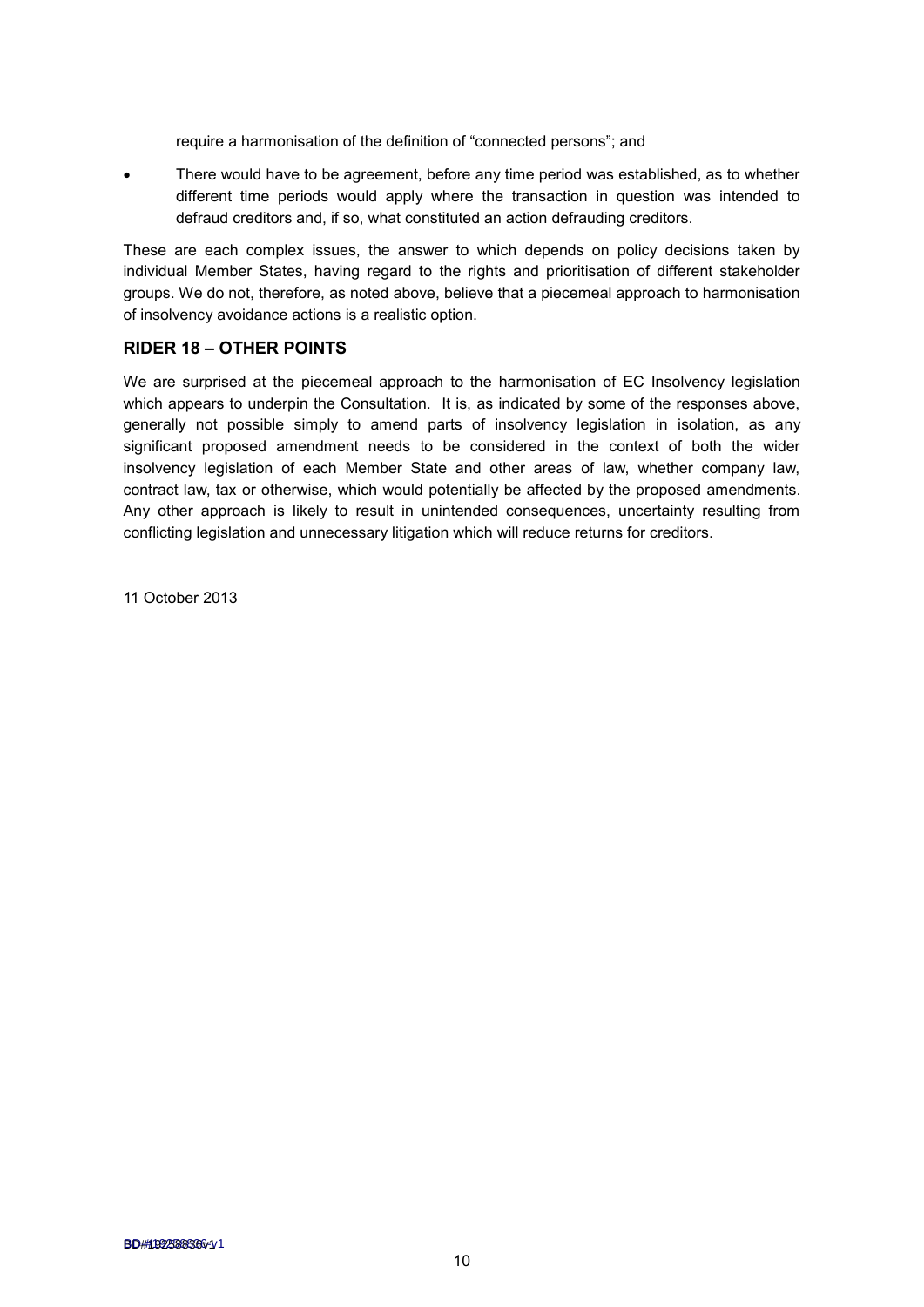require a harmonisation of the definition of "connected persons"; and

- There would have to be agreement, before any time period was established, as to whether different time periods would apply where the transaction in question was intended to defraud creditors and, if so, what constituted an action defrauding creditors.

These are each complex issues, the answer to which depends on policy decisions taken by individual Member States, having regard to the rights and prioritisation of different stakeholder groups. We do not, therefore, as noted above, believe that a piecemeal approach to harmonisation of insolvency avoidance actions is a realistic option.

## RIDER 18 – OTHER POINTS

We are surprised at the piecemeal approach to the harmonisation of EC Insolvency legislation which appears to underpin the Consultation. It is, as indicated by some of the responses above, generally not possible simply to amend parts of insolvency legislation in isolation, as any significant proposed amendment needs to be considered in the context of both the wider insolvency legislation of each Member State and other areas of law, whether company law, contract law, tax or otherwise, which would potentially be affected by the proposed amendments. Any other approach is likely to result in unintended consequences, uncertainty resulting from conflicting legislation and unnecessary litigation which will reduce returns for creditors.

11 October 2013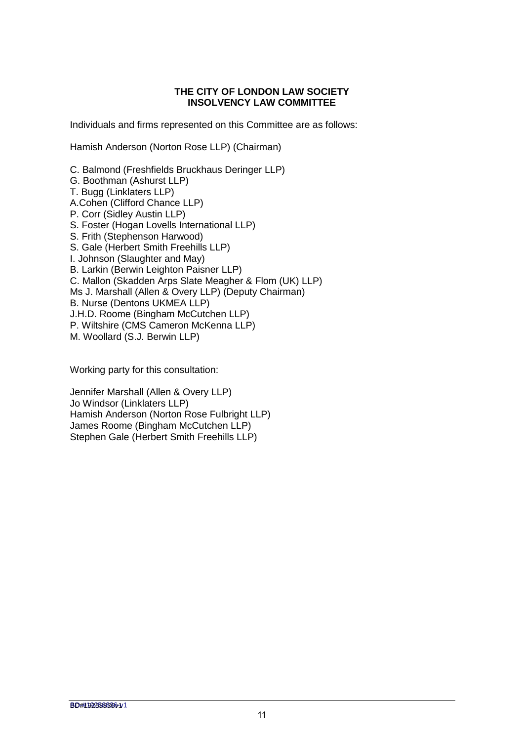**THE CITY OF LONDON LAW SOCIETY**
**INSOLVENCY LAW COMMITTEE**

Individuals and firms represented on this Committee are as follows:

Hamish Anderson (Norton Rose LLP) (Chairman)

C. Balmond (Freshfields Bruckhaus Deringer LLP)
G. Boothman (Ashurst LLP)
T. Bugg (Linklaters LLP)
A.Cohen (Clifford Chance LLP)
P. Corr (Sidley Austin LLP)
S. Foster (Hogan Lovells International LLP)
S. Frith (Stephenson Harwood)
S. Gale (Herbert Smith Freehills LLP)
I. Johnson (Slaughter and May)
B. Larkin (Berwin Leighton Paisner LLP)
C. Mallon (Skadden Arps Slate Meagher & Flom (UK) LLP)
Ms J. Marshall (Allen & Overy LLP) (Deputy Chairman)
B. Nurse (Dentons UKMEA LLP)
J.H.D. Roome (Bingham McCutchen LLP)
P. Wiltshire (CMS Cameron McKenna LLP)
M. Woollard (S.J. Berwin LLP)

Working party for this consultation:

Jennifer Marshall (Allen & Overy LLP)
Jo Windsor (Linklaters LLP)
Hamish Anderson (Norton Rose Fulbright LLP)
James Roome (Bingham McCutchen LLP)
Stephen Gale (Herbert Smith Freehills LLP)